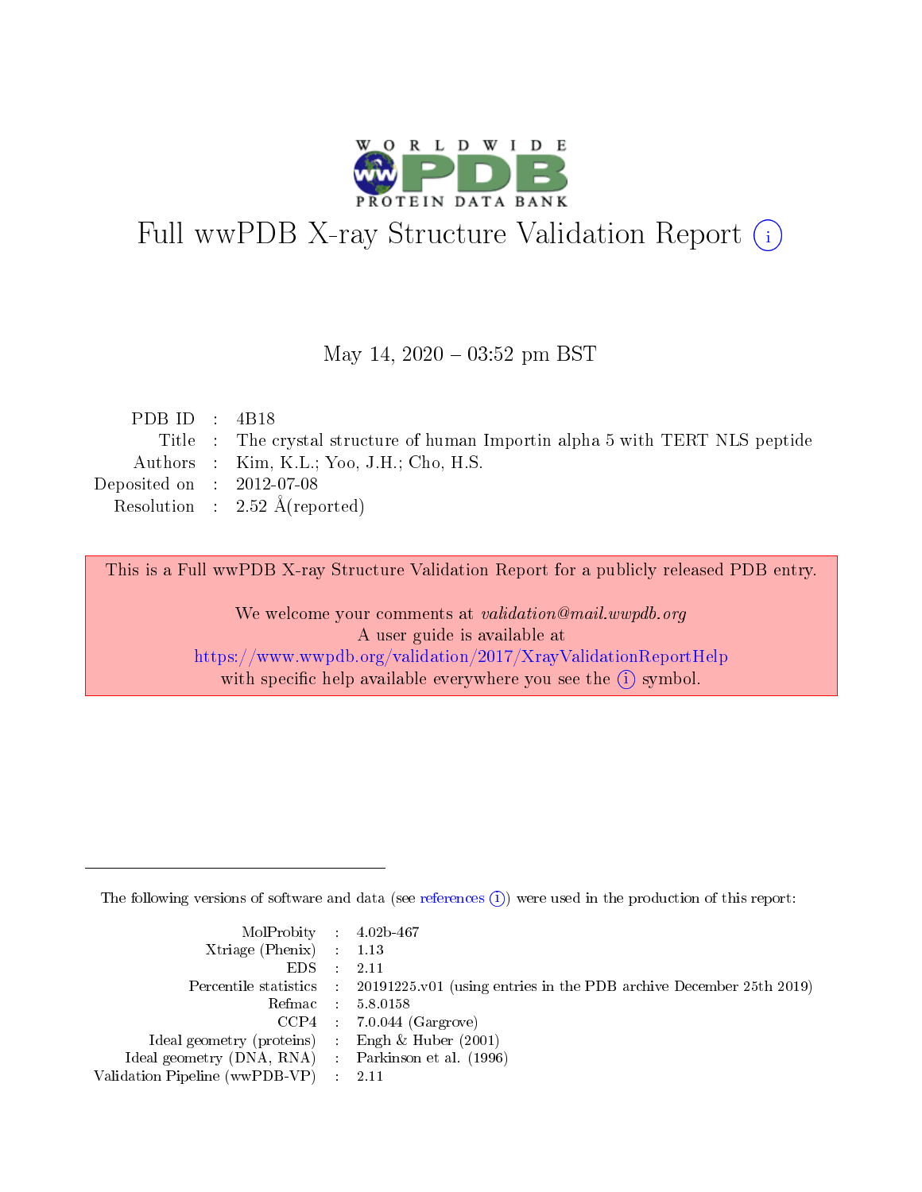# Full wwPDB X-ray Structure Validation Report (i)

May 14, 2020 – 03:52 pm BST

| | | |
|---|---|---|
| PDB ID | : | 4B18 |
| Title | : | The crystal structure of human Importin alpha 5 with TERT NLS peptide |
| Authors | : | Kim, K.L.; Yoo, J.H.; Cho, H.S. |
| Deposited on | : | 2012-07-08 |
| Resolution | : | 2.52 Å(reported) |

This is a Full wwPDB X-ray Structure Validation Report for a publicly released PDB entry.

We welcome your comments at *validation@mail.wwpdb.org*
A user guide is available at
https://www.wwpdb.org/validation/2017/XrayValidationReportHelp
with specific help available everywhere you see the (i) symbol.

---

The following versions of software and data (see references (i)) were used in the production of this report:

| | | |
|---|---|---|
| MolProbity | : | 4.02b-467 |
| Xtriage (Phenix) | : | 1.13 |
| EDS | : | 2.11 |
| Percentile statistics | : | 20191225.v01 (using entries in the PDB archive December 25th 2019) |
| Refmac | : | 5.8.0158 |
| CCP4 | : | 7.0.044 (Gargrove) |
| Ideal geometry (proteins) | : | Engh & Huber (2001) |
| Ideal geometry (DNA, RNA) | : | Parkinson et al. (1996) |
| Validation Pipeline (wwPDB-VP) | : | 2.11 |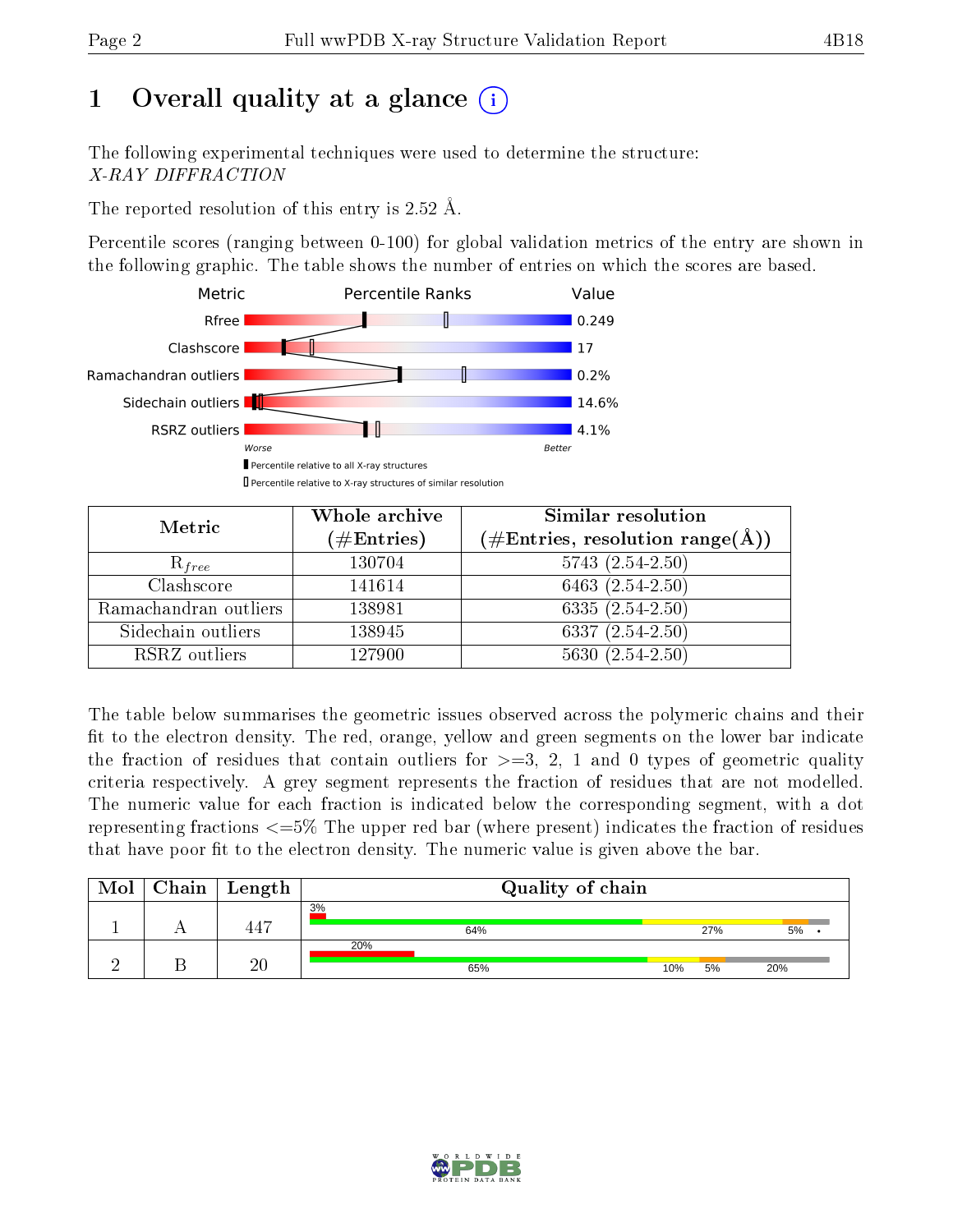# 1 Overall quality at a glance (i)

The following experimental techniques were used to determine the structure:
*X-RAY DIFFRACTION*

The reported resolution of this entry is 2.52 Å.

Percentile scores (ranging between 0-100) for global validation metrics of the entry are shown in the following graphic. The table shows the number of entries on which the scores are based.

| Metric | Value |
|---|---|
| Rfree | 0.249 |
| Clashscore | 17 |
| Ramachandran outliers | 0.2% |
| Sidechain outliers | 14.6% |
| RSRZ outliers | 4.1% |

Worse — Better

Percentile relative to all X-ray structures

Percentile relative to X-ray structures of similar resolution

| Metric | Whole archive (#Entries) | Similar resolution (#Entries, resolution range(Å)) |
|---|---|---|
| $R_{free}$ | 130704 | 5743 (2.54-2.50) |
| Clashscore | 141614 | 6463 (2.54-2.50) |
| Ramachandran outliers | 138981 | 6335 (2.54-2.50) |
| Sidechain outliers | 138945 | 6337 (2.54-2.50) |
| RSRZ outliers | 127900 | 5630 (2.54-2.50) |

The table below summarises the geometric issues observed across the polymeric chains and their fit to the electron density. The red, orange, yellow and green segments on the lower bar indicate the fraction of residues that contain outliers for >=3, 2, 1 and 0 types of geometric quality criteria respectively. A grey segment represents the fraction of residues that are not modelled. The numeric value for each fraction is indicated below the corresponding segment, with a dot representing fractions <=5% The upper red bar (where present) indicates the fraction of residues that have poor fit to the electron density. The numeric value is given above the bar.

| Mol | Chain | Length | Quality of chain |
|---|---|---|---|
| 1 | A | 447 | 3%; 64%, 27%, 5%, • |
| 2 | B | 20 | 20%; 65%, 10%, 5%, 20% |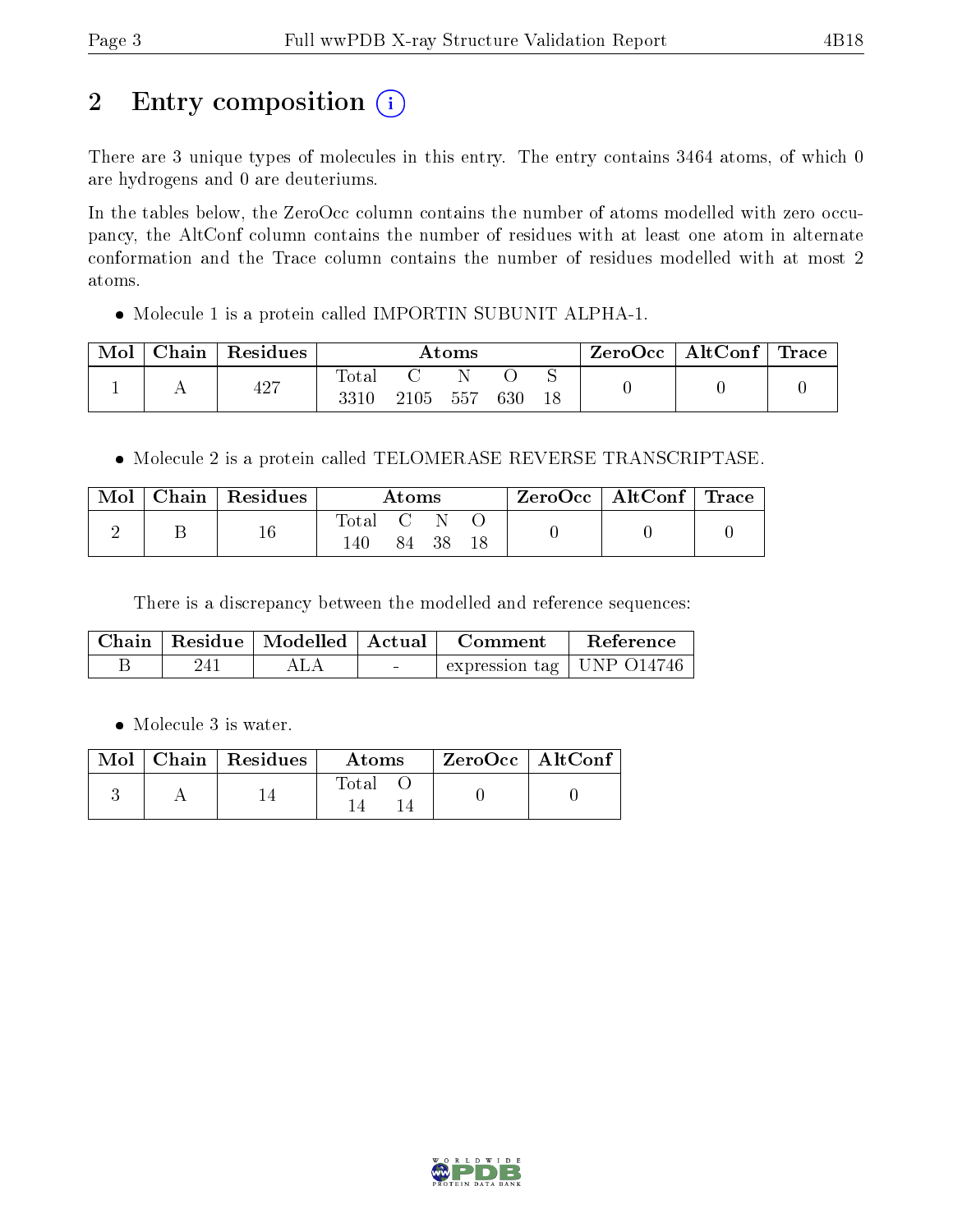# 2 Entry composition

There are 3 unique types of molecules in this entry. The entry contains 3464 atoms, of which 0 are hydrogens and 0 are deuteriums.

In the tables below, the ZeroOcc column contains the number of atoms modelled with zero occupancy, the AltConf column contains the number of residues with at least one atom in alternate conformation and the Trace column contains the number of residues modelled with at most 2 atoms.

- Molecule 1 is a protein called IMPORTIN SUBUNIT ALPHA-1.

| Mol | Chain | Residues | Atoms | | | | | ZeroOcc | AltConf | Trace |
|---|---|---|---|---|---|---|---|---|---|---|
| | | | Total | C | N | O | S | | | |
| 1 | A | 427 | 3310 | 2105 | 557 | 630 | 18 | 0 | 0 | 0 |

- Molecule 2 is a protein called TELOMERASE REVERSE TRANSCRIPTASE.

| Mol | Chain | Residues | Atoms | | | | ZeroOcc | AltConf | Trace |
|---|---|---|---|---|---|---|---|---|---|
| | | | Total | C | N | O | | | |
| 2 | B | 16 | 140 | 84 | 38 | 18 | 0 | 0 | 0 |

There is a discrepancy between the modelled and reference sequences:

| Chain | Residue | Modelled | Actual | Comment | Reference |
|---|---|---|---|---|---|
| B | 241 | ALA | - | expression tag | UNP O14746 |

- Molecule 3 is water.

| Mol | Chain | Residues | Atoms | | ZeroOcc | AltConf |
|---|---|---|---|---|---|---|
| | | | Total | O | | |
| 3 | A | 14 | 14 | 14 | 0 | 0 |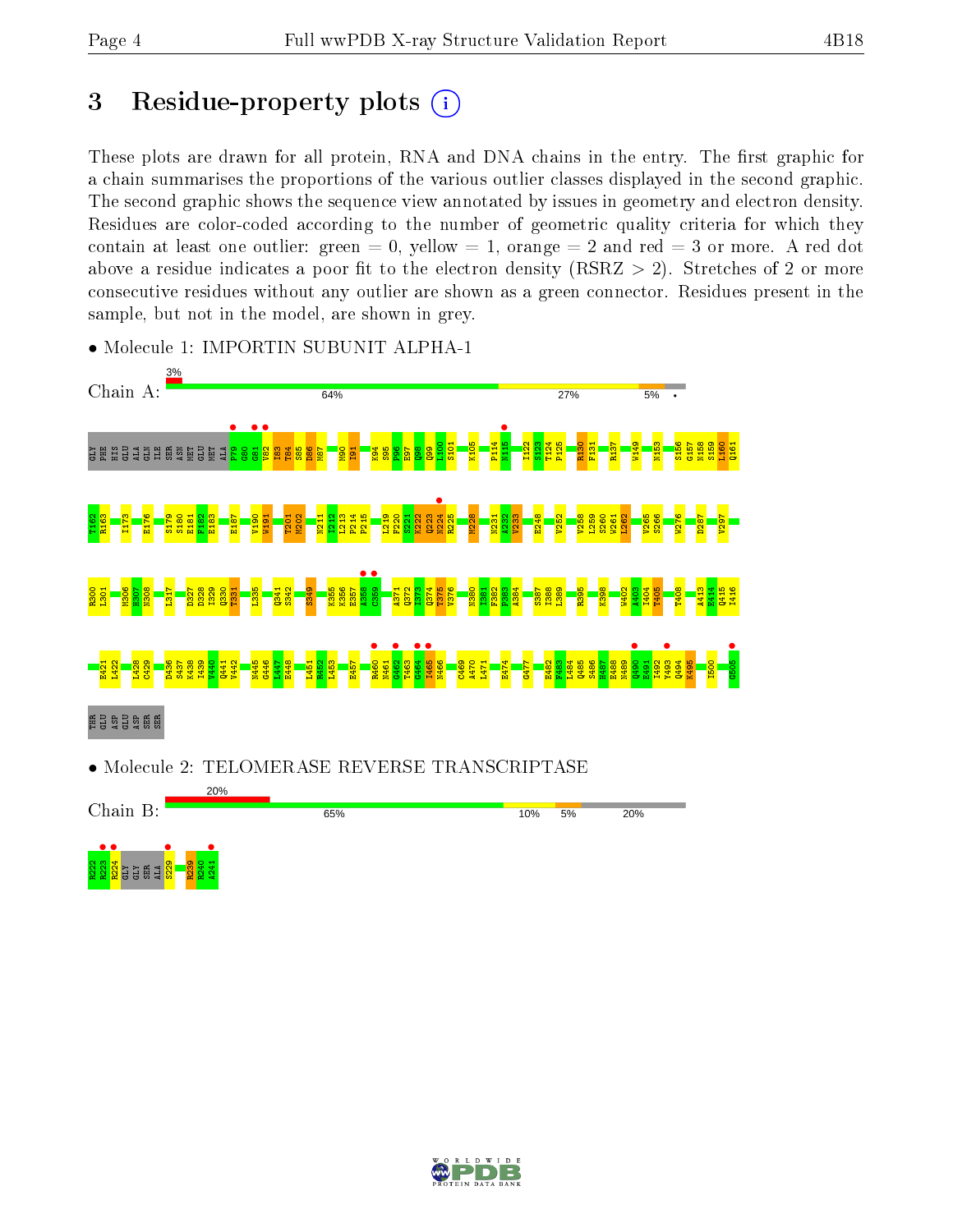## 3 Residue-property plots

These plots are drawn for all protein, RNA and DNA chains in the entry. The first graphic for a chain summarises the proportions of the various outlier classes displayed in the second graphic. The second graphic shows the sequence view annotated by issues in geometry and electron density. Residues are color-coded according to the number of geometric quality criteria for which they contain at least one outlier: green = 0, yellow = 1, orange = 2 and red = 3 or more. A red dot above a residue indicates a poor fit to the electron density (RSRZ > 2). Stretches of 2 or more consecutive residues without any outlier are shown as a green connector. Residues present in the sample, but not in the model, are shown in grey.

- Molecule 1: IMPORTIN SUBUNIT ALPHA-1

Chain A: 3% | 64% | 27% | 5% | •

GLY PHE HIS GLU ALA GLN ILE SER ASN MET GLU MET ALA P79 G80 G81 V82 I83 T84 S85 D86 M87 M90 I91 K94 S95 P96 E97 Q98 Q99 L100 S101 K105 P114 N115 I122 S123 T124 P125 R130 F131 R137 W149 N153 S156 G157 N158 S159 L160 Q161 T162 R163 I173 E176 S179 S180 E181 F182 E183 E187 V190 W191 T201 M202 N211 L212 L213 P214 P215 L219 F220 S221 K222 Q223 N224 R225 M228 N231 A232 V233 E248 V252 V258 L259 S260 W261 L262 V265 S266 W276 D287 V297 R300 L301 M306 E307 N308 L317 D327 D328 I329 Q330 T331 L335 Q341 S342 S349 K355 K356 E357 A358 C359 A371 Q372 I373 Q374 T375 V376 N380 I381 F382 A384 S387 I388 L389 R395 K398 W402 A403 I404 T405 T408 A413 E414 Q415 I416 E421 L422 L428 C429 D436 S437 K438 I439 V440 Q441 V442 N445 G446 L447 E448 I451 R452 L453 E457 R460 N461 G462 T463 G464 I465 N466 C469 A470 L471 E474 G477 E482 F483 L484 Q485 S486 H487 E488 N489 Q490 E491 I492 Y493 Q494 K495 I500 G505 THR GLU ASP GLU ASP SER SER

- Molecule 2: TELOMERASE REVERSE TRANSCRIPTASE

Chain B: 20% | 65% | 10% | 5% | 20%

R222 N223 R224 GLY SER ALA S229 R239 R240 A241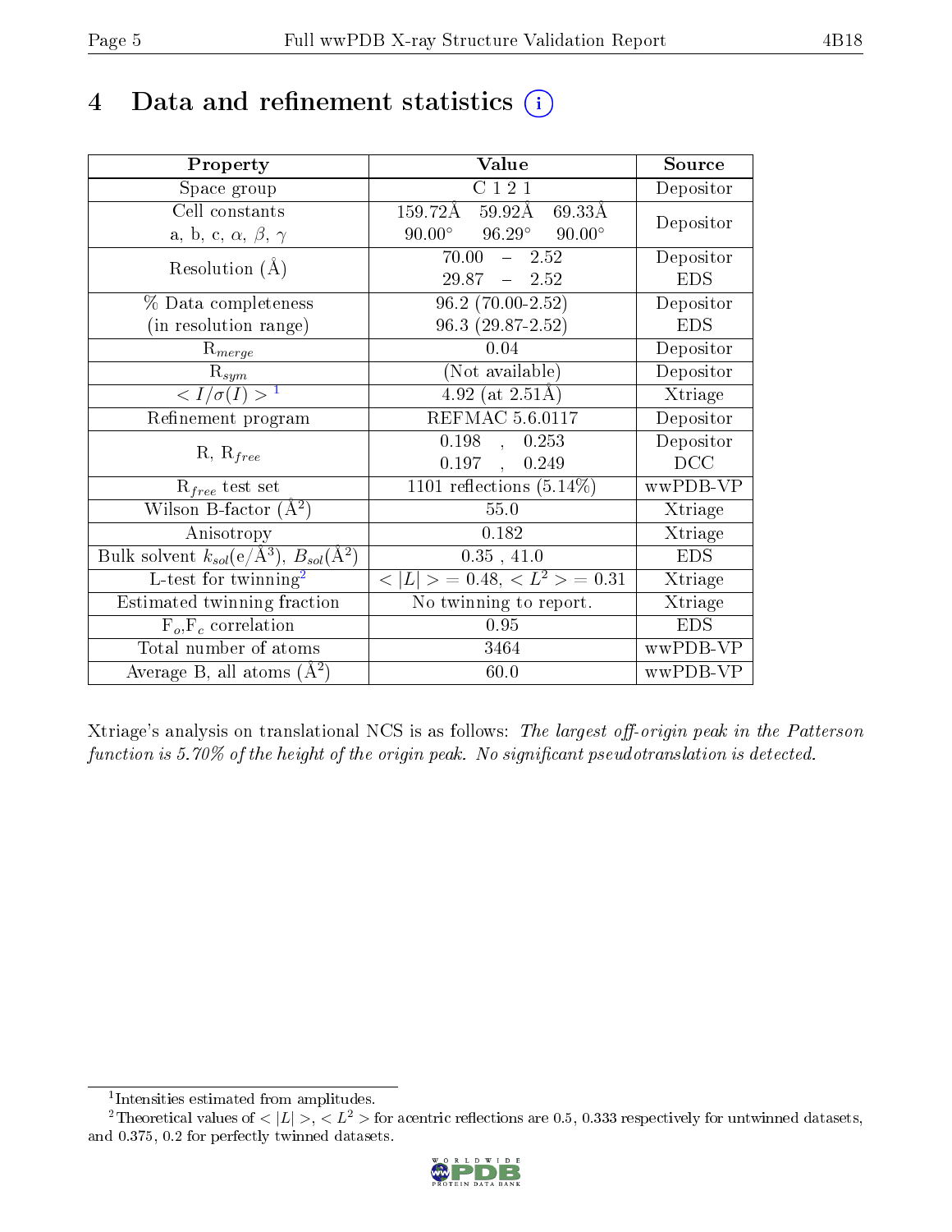# 4 Data and refinement statistics (i)

| Property | Value | Source |
|---|---|---|
| Space group | C 1 2 1 | Depositor |
| Cell constants<br>a, b, c, $\alpha$, $\beta$, $\gamma$ | 159.72Å 59.92Å 69.33Å<br>90.00° 96.29° 90.00° | Depositor |
| Resolution (Å) | 70.00 – 2.52<br>29.87 – 2.52 | Depositor<br>EDS |
| % Data completeness<br>(in resolution range) | 96.2 (70.00-2.52)<br>96.3 (29.87-2.52) | Depositor<br>EDS |
| $R_{merge}$ | 0.04 | Depositor |
| $R_{sym}$ | (Not available) | Depositor |
| $< I/\sigma(I) >$ [1] | 4.92 (at 2.51Å) | Xtriage |
| Refinement program | REFMAC 5.6.0117 | Depositor |
| R, $R_{free}$ | 0.198 , 0.253<br>0.197 , 0.249 | Depositor<br>DCC |
| $R_{free}$ test set | 1101 reflections (5.14%) | wwPDB-VP |
| Wilson B-factor (Å$^2$) | 55.0 | Xtriage |
| Anisotropy | 0.182 | Xtriage |
| Bulk solvent $k_{sol}$(e/Å$^3$), $B_{sol}$(Å$^2$) | 0.35 , 41.0 | EDS |
| L-test for twinning[2] | $< \|L\| >$ = 0.48, $< L^2 >$ = 0.31 | Xtriage |
| Estimated twinning fraction | No twinning to report. | Xtriage |
| $F_o$,$F_c$ correlation | 0.95 | EDS |
| Total number of atoms | 3464 | wwPDB-VP |
| Average B, all atoms (Å$^2$) | 60.0 | wwPDB-VP |

Xtriage's analysis on translational NCS is as follows: *The largest off-origin peak in the Patterson function is 5.70% of the height of the origin peak. No significant pseudotranslation is detected.*

[1] Intensities estimated from amplitudes.

[2] Theoretical values of $< |L| >$, $< L^2 >$ for acentric reflections are 0.5, 0.333 respectively for untwinned datasets, and 0.375, 0.2 for perfectly twinned datasets.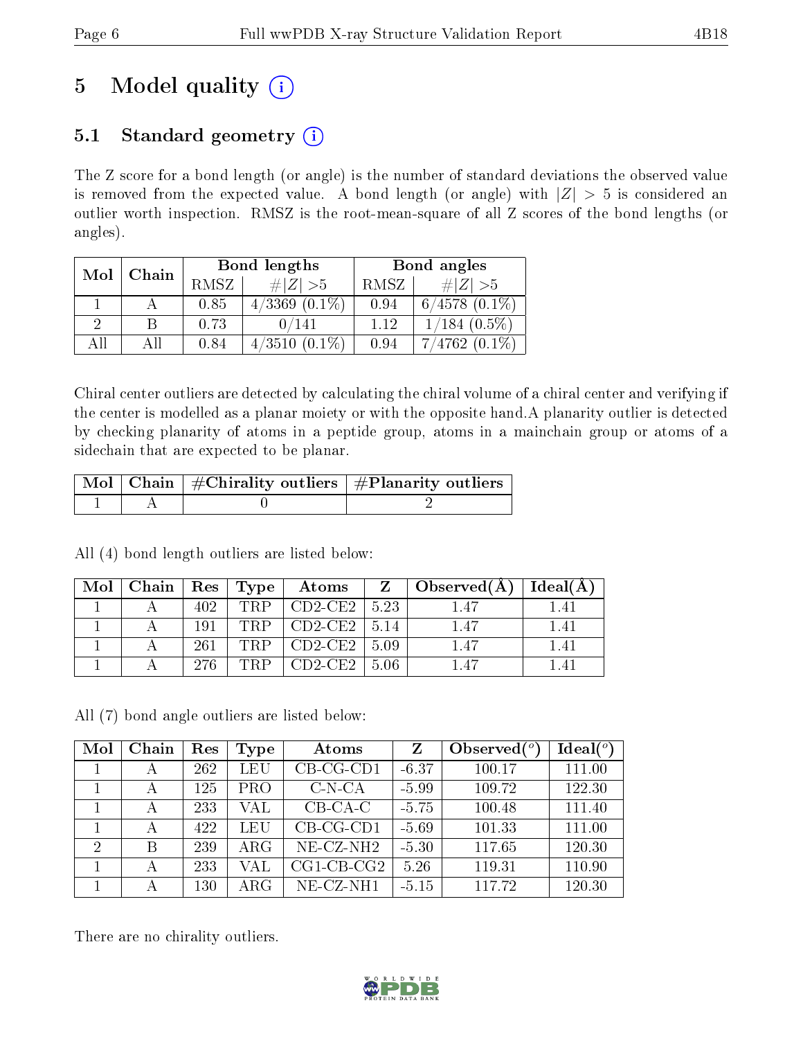# 5 Model quality

## 5.1 Standard geometry

The Z score for a bond length (or angle) is the number of standard deviations the observed value is removed from the expected value. A bond length (or angle) with $|Z| > 5$ is considered an outlier worth inspection. RMSZ is the root-mean-square of all Z scores of the bond lengths (or angles).

| Mol | Chain | Bond lengths | | Bond angles | |
|---|---|---|---|---|---|
| | | RMSZ | #\|Z\| >5 | RMSZ | #\|Z\| >5 |
| 1 | A | 0.85 | 4/3369 (0.1%) | 0.94 | 6/4578 (0.1%) |
| 2 | B | 0.73 | 0/141 | 1.12 | 1/184 (0.5%) |
| All | All | 0.84 | 4/3510 (0.1%) | 0.94 | 7/4762 (0.1%) |

Chiral center outliers are detected by calculating the chiral volume of a chiral center and verifying if the center is modelled as a planar moiety or with the opposite hand.A planarity outlier is detected by checking planarity of atoms in a peptide group, atoms in a mainchain group or atoms of a sidechain that are expected to be planar.

| Mol | Chain | #Chirality outliers | #Planarity outliers |
|---|---|---|---|
| 1 | A | 0 | 2 |

All (4) bond length outliers are listed below:

| Mol | Chain | Res | Type | Atoms | Z | Observed(Å) | Ideal(Å) |
|---|---|---|---|---|---|---|---|
| 1 | A | 402 | TRP | CD2-CE2 | 5.23 | 1.47 | 1.41 |
| 1 | A | 191 | TRP | CD2-CE2 | 5.14 | 1.47 | 1.41 |
| 1 | A | 261 | TRP | CD2-CE2 | 5.09 | 1.47 | 1.41 |
| 1 | A | 276 | TRP | CD2-CE2 | 5.06 | 1.47 | 1.41 |

All (7) bond angle outliers are listed below:

| Mol | Chain | Res | Type | Atoms | Z | Observed(°) | Ideal(°) |
|---|---|---|---|---|---|---|---|
| 1 | A | 262 | LEU | CB-CG-CD1 | -6.37 | 100.17 | 111.00 |
| 1 | A | 125 | PRO | C-N-CA | -5.99 | 109.72 | 122.30 |
| 1 | A | 233 | VAL | CB-CA-C | -5.75 | 100.48 | 111.40 |
| 1 | A | 422 | LEU | CB-CG-CD1 | -5.69 | 101.33 | 111.00 |
| 2 | B | 239 | ARG | NE-CZ-NH2 | -5.30 | 117.65 | 120.30 |
| 1 | A | 233 | VAL | CG1-CB-CG2 | 5.26 | 119.31 | 110.90 |
| 1 | A | 130 | ARG | NE-CZ-NH1 | -5.15 | 117.72 | 120.30 |

There are no chirality outliers.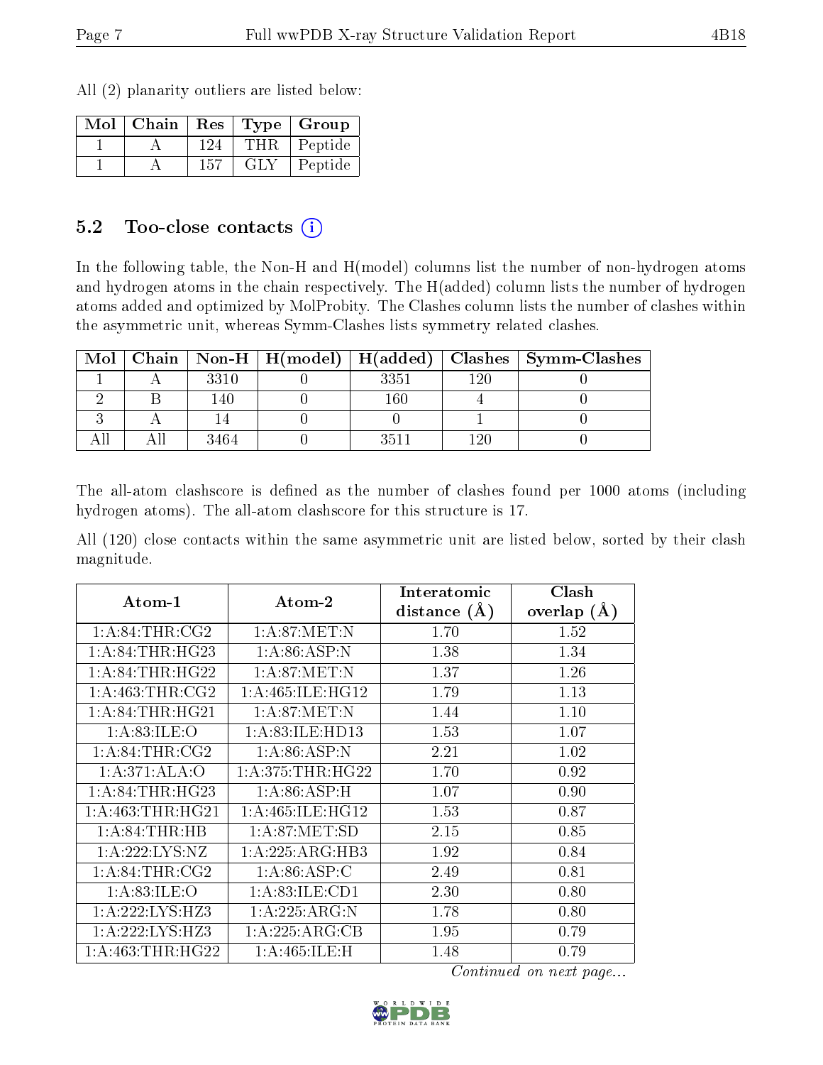All (2) planarity outliers are listed below:

| Mol | Chain | Res | Type | Group |
|---|---|---|---|---|
| 1 | A | 124 | THR | Peptide |
| 1 | A | 157 | GLY | Peptide |

## 5.2 Too-close contacts

In the following table, the Non-H and H(model) columns list the number of non-hydrogen atoms and hydrogen atoms in the chain respectively. The H(added) column lists the number of hydrogen atoms added and optimized by MolProbity. The Clashes column lists the number of clashes within the asymmetric unit, whereas Symm-Clashes lists symmetry related clashes.

| Mol | Chain | Non-H | H(model) | H(added) | Clashes | Symm-Clashes |
|---|---|---|---|---|---|---|
| 1 | A | 3310 | 0 | 3351 | 120 | 0 |
| 2 | B | 140 | 0 | 160 | 4 | 0 |
| 3 | A | 14 | 0 | 0 | 1 | 0 |
| All | All | 3464 | 0 | 3511 | 120 | 0 |

The all-atom clashscore is defined as the number of clashes found per 1000 atoms (including hydrogen atoms). The all-atom clashscore for this structure is 17.

All (120) close contacts within the same asymmetric unit are listed below, sorted by their clash magnitude.

| Atom-1 | Atom-2 | Interatomic distance (Å) | Clash overlap (Å) |
|---|---|---|---|
| 1:A:84:THR:CG2 | 1:A:87:MET:N | 1.70 | 1.52 |
| 1:A:84:THR:HG23 | 1:A:86:ASP:N | 1.38 | 1.34 |
| 1:A:84:THR:HG22 | 1:A:87:MET:N | 1.37 | 1.26 |
| 1:A:463:THR:CG2 | 1:A:465:ILE:HG12 | 1.79 | 1.13 |
| 1:A:84:THR:HG21 | 1:A:87:MET:N | 1.44 | 1.10 |
| 1:A:83:ILE:O | 1:A:83:ILE:HD13 | 1.53 | 1.07 |
| 1:A:84:THR:CG2 | 1:A:86:ASP:N | 2.21 | 1.02 |
| 1:A:371:ALA:O | 1:A:375:THR:HG22 | 1.70 | 0.92 |
| 1:A:84:THR:HG23 | 1:A:86:ASP:H | 1.07 | 0.90 |
| 1:A:463:THR:HG21 | 1:A:465:ILE:HG12 | 1.53 | 0.87 |
| 1:A:84:THR:HB | 1:A:87:MET:SD | 2.15 | 0.85 |
| 1:A:222:LYS:NZ | 1:A:225:ARG:HB3 | 1.92 | 0.84 |
| 1:A:84:THR:CG2 | 1:A:86:ASP:C | 2.49 | 0.81 |
| 1:A:83:ILE:O | 1:A:83:ILE:CD1 | 2.30 | 0.80 |
| 1:A:222:LYS:HZ3 | 1:A:225:ARG:N | 1.78 | 0.80 |
| 1:A:222:LYS:HZ3 | 1:A:225:ARG:CB | 1.95 | 0.79 |
| 1:A:463:THR:HG22 | 1:A:465:ILE:H | 1.48 | 0.79 |

*Continued on next page...*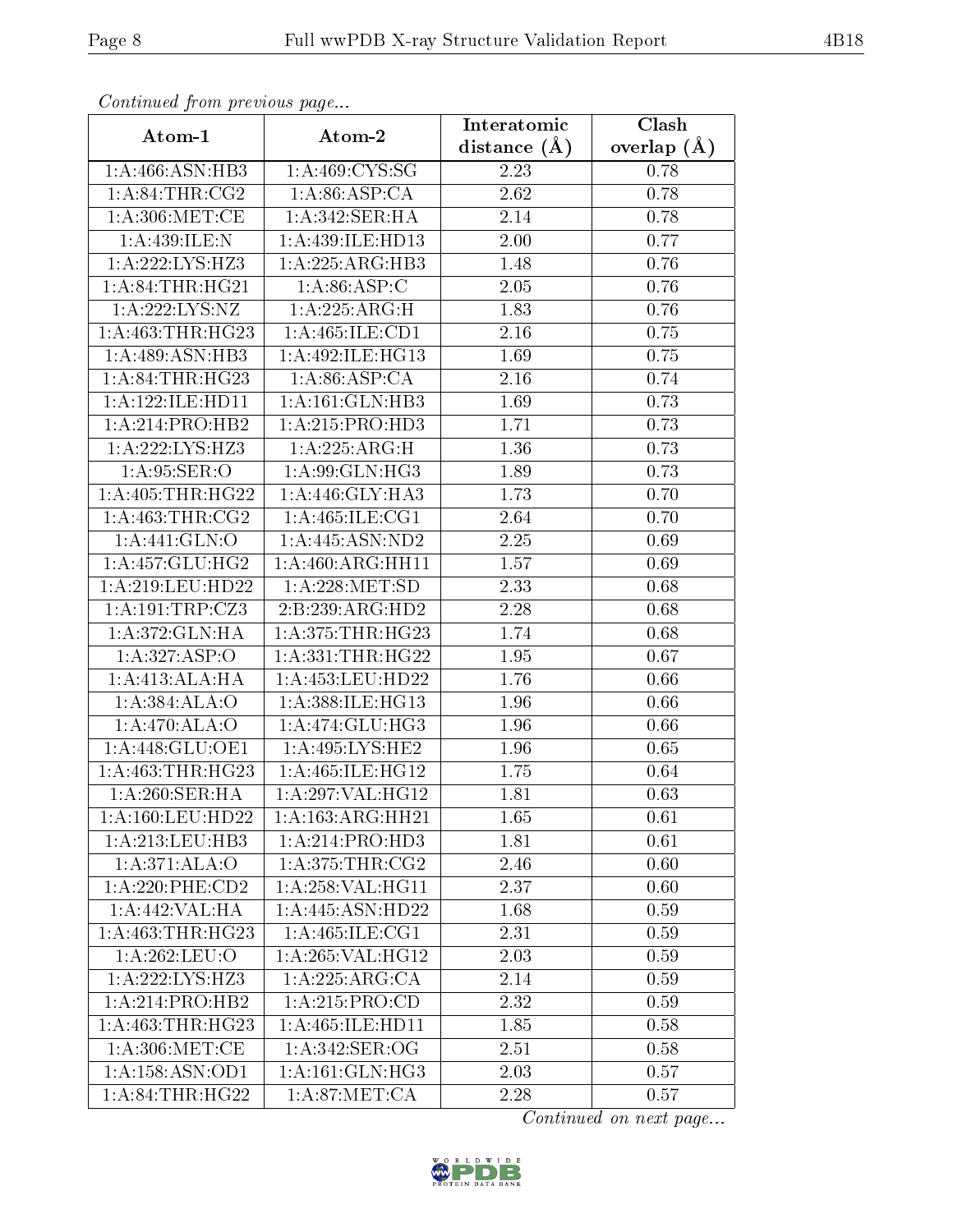*Continued from previous page...*

| Atom-1 | Atom-2 | Interatomic distance (Å) | Clash overlap (Å) |
|---|---|---|---|
| 1:A:466:ASN:HB3 | 1:A:469:CYS:SG | 2.23 | 0.78 |
| 1:A:84:THR:CG2 | 1:A:86:ASP:CA | 2.62 | 0.78 |
| 1:A:306:MET:CE | 1:A:342:SER:HA | 2.14 | 0.78 |
| 1:A:439:ILE:N | 1:A:439:ILE:HD13 | 2.00 | 0.77 |
| 1:A:222:LYS:HZ3 | 1:A:225:ARG:HB3 | 1.48 | 0.76 |
| 1:A:84:THR:HG21 | 1:A:86:ASP:C | 2.05 | 0.76 |
| 1:A:222:LYS:NZ | 1:A:225:ARG:H | 1.83 | 0.76 |
| 1:A:463:THR:HG23 | 1:A:465:ILE:CD1 | 2.16 | 0.75 |
| 1:A:489:ASN:HB3 | 1:A:492:ILE:HG13 | 1.69 | 0.75 |
| 1:A:84:THR:HG23 | 1:A:86:ASP:CA | 2.16 | 0.74 |
| 1:A:122:ILE:HD11 | 1:A:161:GLN:HB3 | 1.69 | 0.73 |
| 1:A:214:PRO:HB2 | 1:A:215:PRO:HD3 | 1.71 | 0.73 |
| 1:A:222:LYS:HZ3 | 1:A:225:ARG:H | 1.36 | 0.73 |
| 1:A:95:SER:O | 1:A:99:GLN:HG3 | 1.89 | 0.73 |
| 1:A:405:THR:HG22 | 1:A:446:GLY:HA3 | 1.73 | 0.70 |
| 1:A:463:THR:CG2 | 1:A:465:ILE:CG1 | 2.64 | 0.70 |
| 1:A:441:GLN:O | 1:A:445:ASN:ND2 | 2.25 | 0.69 |
| 1:A:457:GLU:HG2 | 1:A:460:ARG:HH11 | 1.57 | 0.69 |
| 1:A:219:LEU:HD22 | 1:A:228:MET:SD | 2.33 | 0.68 |
| 1:A:191:TRP:CZ3 | 2:B:239:ARG:HD2 | 2.28 | 0.68 |
| 1:A:372:GLN:HA | 1:A:375:THR:HG23 | 1.74 | 0.68 |
| 1:A:327:ASP:O | 1:A:331:THR:HG22 | 1.95 | 0.67 |
| 1:A:413:ALA:HA | 1:A:453:LEU:HD22 | 1.76 | 0.66 |
| 1:A:384:ALA:O | 1:A:388:ILE:HG13 | 1.96 | 0.66 |
| 1:A:470:ALA:O | 1:A:474:GLU:HG3 | 1.96 | 0.66 |
| 1:A:448:GLU:OE1 | 1:A:495:LYS:HE2 | 1.96 | 0.65 |
| 1:A:463:THR:HG23 | 1:A:465:ILE:HG12 | 1.75 | 0.64 |
| 1:A:260:SER:HA | 1:A:297:VAL:HG12 | 1.81 | 0.63 |
| 1:A:160:LEU:HD22 | 1:A:163:ARG:HH21 | 1.65 | 0.61 |
| 1:A:213:LEU:HB3 | 1:A:214:PRO:HD3 | 1.81 | 0.61 |
| 1:A:371:ALA:O | 1:A:375:THR:CG2 | 2.46 | 0.60 |
| 1:A:220:PHE:CD2 | 1:A:258:VAL:HG11 | 2.37 | 0.60 |
| 1:A:442:VAL:HA | 1:A:445:ASN:HD22 | 1.68 | 0.59 |
| 1:A:463:THR:HG23 | 1:A:465:ILE:CG1 | 2.31 | 0.59 |
| 1:A:262:LEU:O | 1:A:265:VAL:HG12 | 2.03 | 0.59 |
| 1:A:222:LYS:HZ3 | 1:A:225:ARG:CA | 2.14 | 0.59 |
| 1:A:214:PRO:HB2 | 1:A:215:PRO:CD | 2.32 | 0.59 |
| 1:A:463:THR:HG23 | 1:A:465:ILE:HD11 | 1.85 | 0.58 |
| 1:A:306:MET:CE | 1:A:342:SER:OG | 2.51 | 0.58 |
| 1:A:158:ASN:OD1 | 1:A:161:GLN:HG3 | 2.03 | 0.57 |
| 1:A:84:THR:HG22 | 1:A:87:MET:CA | 2.28 | 0.57 |

*Continued on next page...*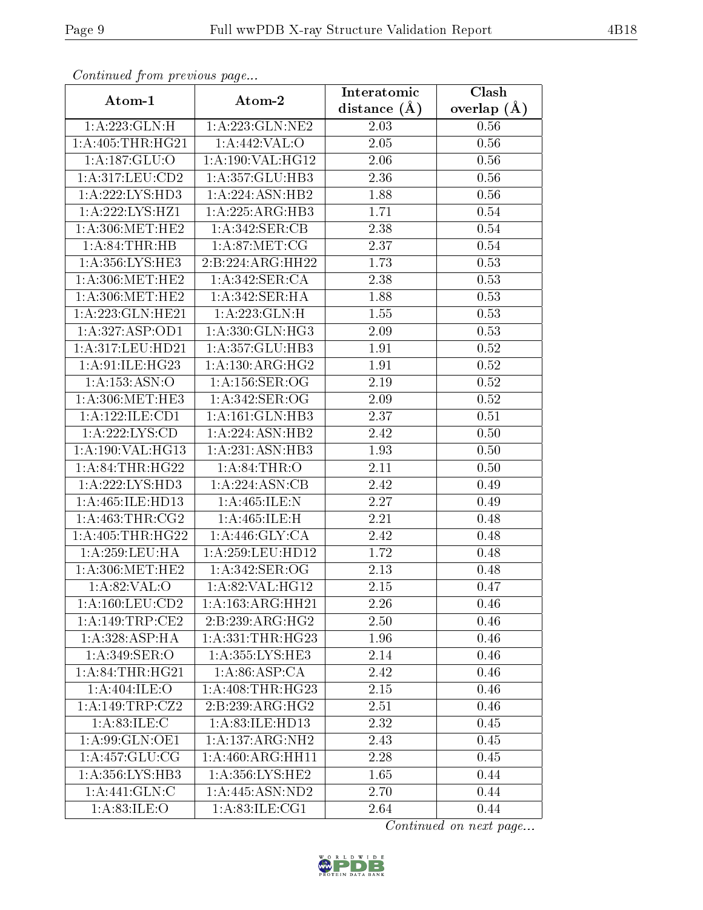*Continued from previous page...*

| Atom-1 | Atom-2 | Interatomic distance (Å) | Clash overlap (Å) |
|---|---|---|---|
| 1:A:223:GLN:H | 1:A:223:GLN:NE2 | 2.03 | 0.56 |
| 1:A:405:THR:HG21 | 1:A:442:VAL:O | 2.05 | 0.56 |
| 1:A:187:GLU:O | 1:A:190:VAL:HG12 | 2.06 | 0.56 |
| 1:A:317:LEU:CD2 | 1:A:357:GLU:HB3 | 2.36 | 0.56 |
| 1:A:222:LYS:HD3 | 1:A:224:ASN:HB2 | 1.88 | 0.56 |
| 1:A:222:LYS:HZ1 | 1:A:225:ARG:HB3 | 1.71 | 0.54 |
| 1:A:306:MET:HE2 | 1:A:342:SER:CB | 2.38 | 0.54 |
| 1:A:84:THR:HB | 1:A:87:MET:CG | 2.37 | 0.54 |
| 1:A:356:LYS:HE3 | 2:B:224:ARG:HH22 | 1.73 | 0.53 |
| 1:A:306:MET:HE2 | 1:A:342:SER:CA | 2.38 | 0.53 |
| 1:A:306:MET:HE2 | 1:A:342:SER:HA | 1.88 | 0.53 |
| 1:A:223:GLN:HE21 | 1:A:223:GLN:H | 1.55 | 0.53 |
| 1:A:327:ASP:OD1 | 1:A:330:GLN:HG3 | 2.09 | 0.53 |
| 1:A:317:LEU:HD21 | 1:A:357:GLU:HB3 | 1.91 | 0.52 |
| 1:A:91:ILE:HG23 | 1:A:130:ARG:HG2 | 1.91 | 0.52 |
| 1:A:153:ASN:O | 1:A:156:SER:OG | 2.19 | 0.52 |
| 1:A:306:MET:HE3 | 1:A:342:SER:OG | 2.09 | 0.52 |
| 1:A:122:ILE:CD1 | 1:A:161:GLN:HB3 | 2.37 | 0.51 |
| 1:A:222:LYS:CD | 1:A:224:ASN:HB2 | 2.42 | 0.50 |
| 1:A:190:VAL:HG13 | 1:A:231:ASN:HB3 | 1.93 | 0.50 |
| 1:A:84:THR:HG22 | 1:A:84:THR:O | 2.11 | 0.50 |
| 1:A:222:LYS:HD3 | 1:A:224:ASN:CB | 2.42 | 0.49 |
| 1:A:465:ILE:HD13 | 1:A:465:ILE:N | 2.27 | 0.49 |
| 1:A:463:THR:CG2 | 1:A:465:ILE:H | 2.21 | 0.48 |
| 1:A:405:THR:HG22 | 1:A:446:GLY:CA | 2.42 | 0.48 |
| 1:A:259:LEU:HA | 1:A:259:LEU:HD12 | 1.72 | 0.48 |
| 1:A:306:MET:HE2 | 1:A:342:SER:OG | 2.13 | 0.48 |
| 1:A:82:VAL:O | 1:A:82:VAL:HG12 | 2.15 | 0.47 |
| 1:A:160:LEU:CD2 | 1:A:163:ARG:HH21 | 2.26 | 0.46 |
| 1:A:149:TRP:CE2 | 2:B:239:ARG:HG2 | 2.50 | 0.46 |
| 1:A:328:ASP:HA | 1:A:331:THR:HG23 | 1.96 | 0.46 |
| 1:A:349:SER:O | 1:A:355:LYS:HE3 | 2.14 | 0.46 |
| 1:A:84:THR:HG21 | 1:A:86:ASP:CA | 2.42 | 0.46 |
| 1:A:404:ILE:O | 1:A:408:THR:HG23 | 2.15 | 0.46 |
| 1:A:149:TRP:CZ2 | 2:B:239:ARG:HG2 | 2.51 | 0.46 |
| 1:A:83:ILE:C | 1:A:83:ILE:HD13 | 2.32 | 0.45 |
| 1:A:99:GLN:OE1 | 1:A:137:ARG:NH2 | 2.43 | 0.45 |
| 1:A:457:GLU:CG | 1:A:460:ARG:HH11 | 2.28 | 0.45 |
| 1:A:356:LYS:HB3 | 1:A:356:LYS:HE2 | 1.65 | 0.44 |
| 1:A:441:GLN:C | 1:A:445:ASN:ND2 | 2.70 | 0.44 |
| 1:A:83:ILE:O | 1:A:83:ILE:CG1 | 2.64 | 0.44 |

*Continued on next page...*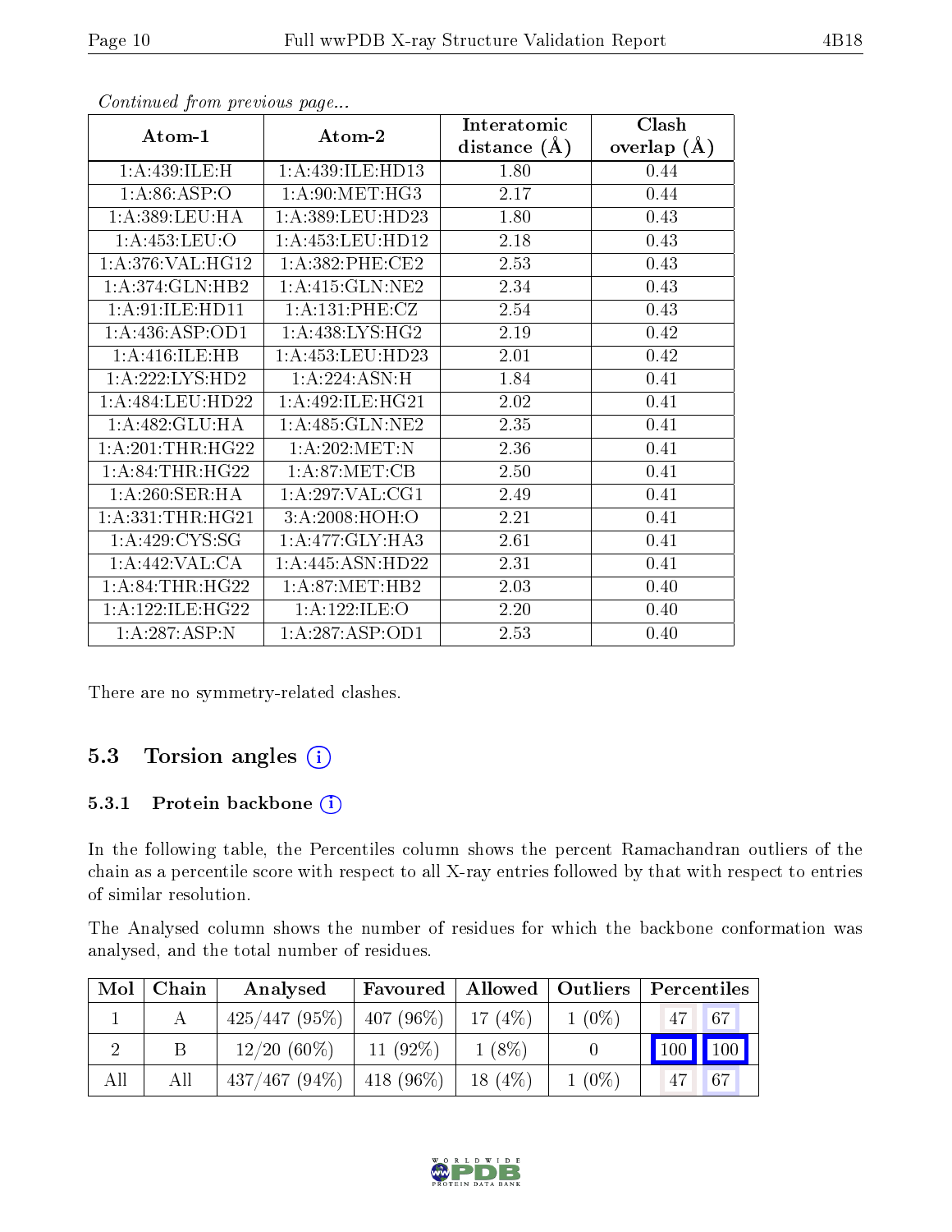*Continued from previous page...*

| Atom-1 | Atom-2 | Interatomic distance (Å) | Clash overlap (Å) |
|---|---|---|---|
| 1:A:439:ILE:H | 1:A:439:ILE:HD13 | 1.80 | 0.44 |
| 1:A:86:ASP:O | 1:A:90:MET:HG3 | 2.17 | 0.44 |
| 1:A:389:LEU:HA | 1:A:389:LEU:HD23 | 1.80 | 0.43 |
| 1:A:453:LEU:O | 1:A:453:LEU:HD12 | 2.18 | 0.43 |
| 1:A:376:VAL:HG12 | 1:A:382:PHE:CE2 | 2.53 | 0.43 |
| 1:A:374:GLN:HB2 | 1:A:415:GLN:NE2 | 2.34 | 0.43 |
| 1:A:91:ILE:HD11 | 1:A:131:PHE:CZ | 2.54 | 0.43 |
| 1:A:436:ASP:OD1 | 1:A:438:LYS:HG2 | 2.19 | 0.42 |
| 1:A:416:ILE:HB | 1:A:453:LEU:HD23 | 2.01 | 0.42 |
| 1:A:222:LYS:HD2 | 1:A:224:ASN:H | 1.84 | 0.41 |
| 1:A:484:LEU:HD22 | 1:A:492:ILE:HG21 | 2.02 | 0.41 |
| 1:A:482:GLU:HA | 1:A:485:GLN:NE2 | 2.35 | 0.41 |
| 1:A:201:THR:HG22 | 1:A:202:MET:N | 2.36 | 0.41 |
| 1:A:84:THR:HG22 | 1:A:87:MET:CB | 2.50 | 0.41 |
| 1:A:260:SER:HA | 1:A:297:VAL:CG1 | 2.49 | 0.41 |
| 1:A:331:THR:HG21 | 3:A:2008:HOH:O | 2.21 | 0.41 |
| 1:A:429:CYS:SG | 1:A:477:GLY:HA3 | 2.61 | 0.41 |
| 1:A:442:VAL:CA | 1:A:445:ASN:HD22 | 2.31 | 0.41 |
| 1:A:84:THR:HG22 | 1:A:87:MET:HB2 | 2.03 | 0.40 |
| 1:A:122:ILE:HG22 | 1:A:122:ILE:O | 2.20 | 0.40 |
| 1:A:287:ASP:N | 1:A:287:ASP:OD1 | 2.53 | 0.40 |

There are no symmetry-related clashes.

## 5.3 Torsion angles

### 5.3.1 Protein backbone

In the following table, the Percentiles column shows the percent Ramachandran outliers of the chain as a percentile score with respect to all X-ray entries followed by that with respect to entries of similar resolution.

The Analysed column shows the number of residues for which the backbone conformation was analysed, and the total number of residues.

| Mol | Chain | Analysed | Favoured | Allowed | Outliers | Percentiles | |
|---|---|---|---|---|---|---|---|
| 1 | A | 425/447 (95%) | 407 (96%) | 17 (4%) | 1 (0%) | 47 | 67 |
| 2 | B | 12/20 (60%) | 11 (92%) | 1 (8%) | 0 | 100 | 100 |
| All | All | 437/467 (94%) | 418 (96%) | 18 (4%) | 1 (0%) | 47 | 67 |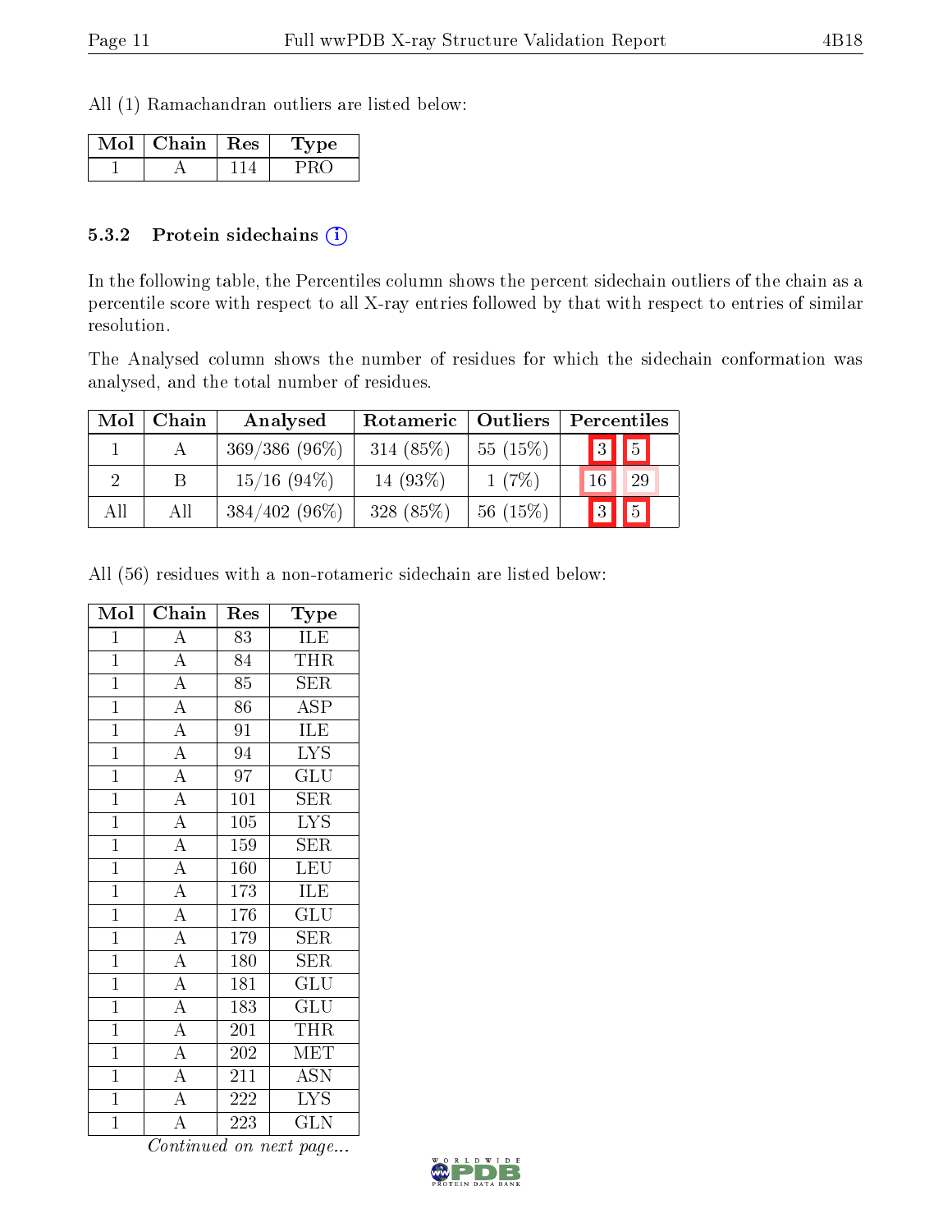All (1) Ramachandran outliers are listed below:

| Mol | Chain | Res | Type |
|---|---|---|---|
| 1 | A | 114 | PRO |

### 5.3.2 Protein sidechains

In the following table, the Percentiles column shows the percent sidechain outliers of the chain as a percentile score with respect to all X-ray entries followed by that with respect to entries of similar resolution.

The Analysed column shows the number of residues for which the sidechain conformation was analysed, and the total number of residues.

| Mol | Chain | Analysed | Rotameric | Outliers | Percentiles | |
|---|---|---|---|---|---|---|
| 1 | A | 369/386 (96%) | 314 (85%) | 55 (15%) | 3 | 5 |
| 2 | B | 15/16 (94%) | 14 (93%) | 1 (7%) | 16 | 29 |
| All | All | 384/402 (96%) | 328 (85%) | 56 (15%) | 3 | 5 |

All (56) residues with a non-rotameric sidechain are listed below:

| Mol | Chain | Res | Type |
|---|---|---|---|
| 1 | A | 83 | ILE |
| 1 | A | 84 | THR |
| 1 | A | 85 | SER |
| 1 | A | 86 | ASP |
| 1 | A | 91 | ILE |
| 1 | A | 94 | LYS |
| 1 | A | 97 | GLU |
| 1 | A | 101 | SER |
| 1 | A | 105 | LYS |
| 1 | A | 159 | SER |
| 1 | A | 160 | LEU |
| 1 | A | 173 | ILE |
| 1 | A | 176 | GLU |
| 1 | A | 179 | SER |
| 1 | A | 180 | SER |
| 1 | A | 181 | GLU |
| 1 | A | 183 | GLU |
| 1 | A | 201 | THR |
| 1 | A | 202 | MET |
| 1 | A | 211 | ASN |
| 1 | A | 222 | LYS |
| 1 | A | 223 | GLN |

*Continued on next page...*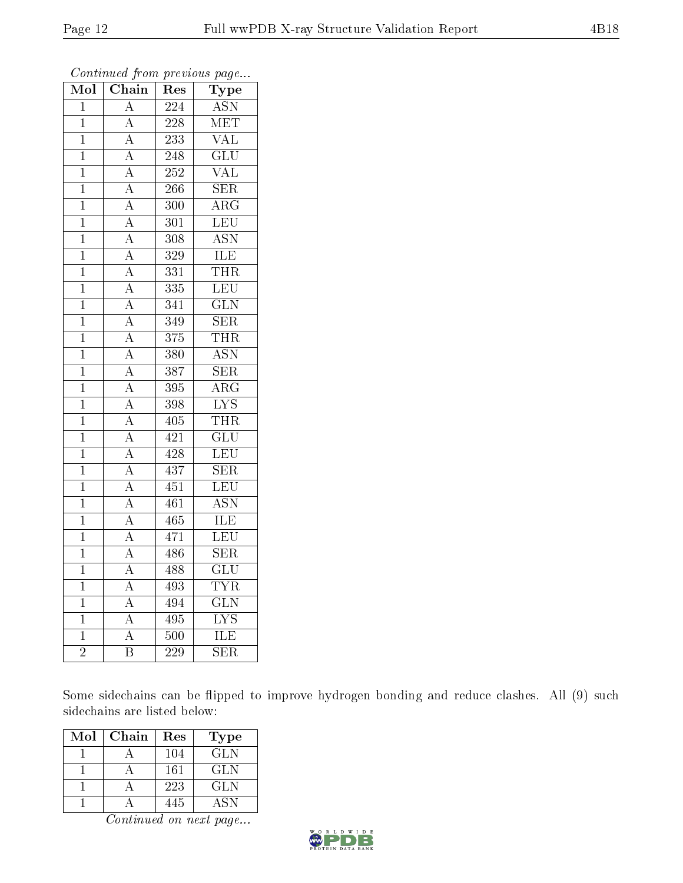*Continued from previous page...*

| Mol | Chain | Res | Type |
|---|---|---|---|
| 1 | A | 224 | ASN |
| 1 | A | 228 | MET |
| 1 | A | 233 | VAL |
| 1 | A | 248 | GLU |
| 1 | A | 252 | VAL |
| 1 | A | 266 | SER |
| 1 | A | 300 | ARG |
| 1 | A | 301 | LEU |
| 1 | A | 308 | ASN |
| 1 | A | 329 | ILE |
| 1 | A | 331 | THR |
| 1 | A | 335 | LEU |
| 1 | A | 341 | GLN |
| 1 | A | 349 | SER |
| 1 | A | 375 | THR |
| 1 | A | 380 | ASN |
| 1 | A | 387 | SER |
| 1 | A | 395 | ARG |
| 1 | A | 398 | LYS |
| 1 | A | 405 | THR |
| 1 | A | 421 | GLU |
| 1 | A | 428 | LEU |
| 1 | A | 437 | SER |
| 1 | A | 451 | LEU |
| 1 | A | 461 | ASN |
| 1 | A | 465 | ILE |
| 1 | A | 471 | LEU |
| 1 | A | 486 | SER |
| 1 | A | 488 | GLU |
| 1 | A | 493 | TYR |
| 1 | A | 494 | GLN |
| 1 | A | 495 | LYS |
| 1 | A | 500 | ILE |
| 2 | B | 229 | SER |

Some sidechains can be flipped to improve hydrogen bonding and reduce clashes. All (9) such sidechains are listed below:

| Mol | Chain | Res | Type |
|---|---|---|---|
| 1 | A | 104 | GLN |
| 1 | A | 161 | GLN |
| 1 | A | 223 | GLN |
| 1 | A | 445 | ASN |

*Continued on next page...*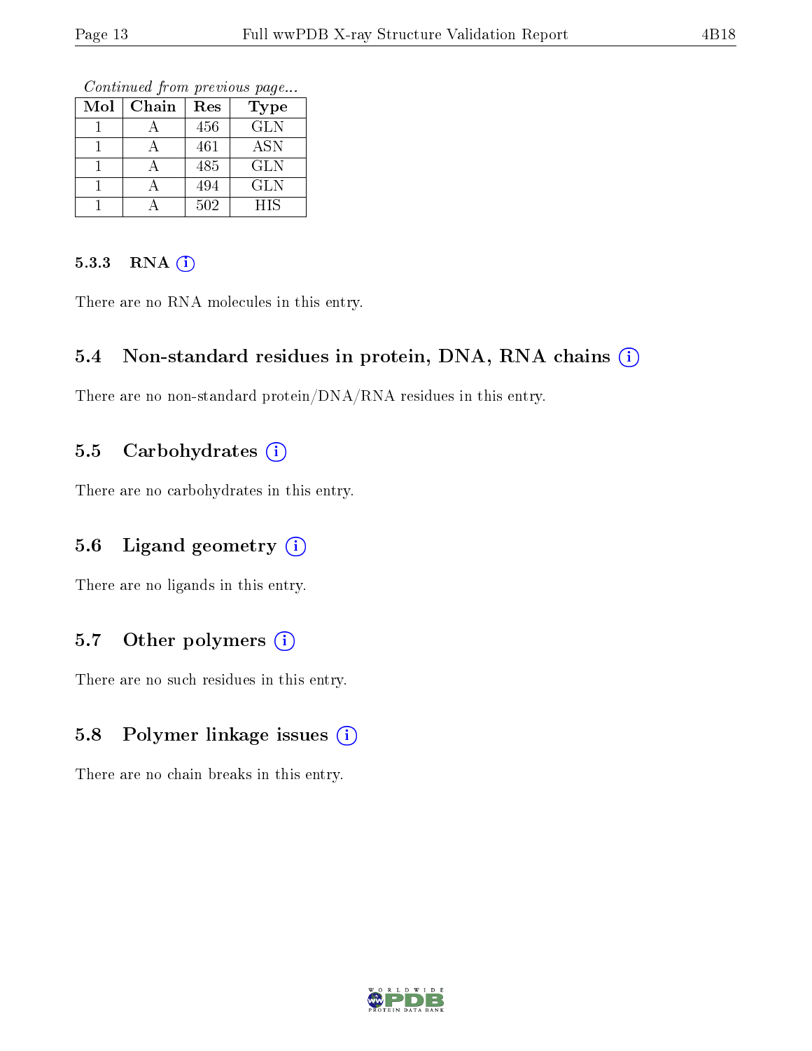*Continued from previous page...*

| Mol | Chain | Res | Type |
|---|---|---|---|
| 1 | A | 456 | GLN |
| 1 | A | 461 | ASN |
| 1 | A | 485 | GLN |
| 1 | A | 494 | GLN |
| 1 | A | 502 | HIS |

#### 5.3.3 RNA (i)

There are no RNA molecules in this entry.

### 5.4 Non-standard residues in protein, DNA, RNA chains (i)

There are no non-standard protein/DNA/RNA residues in this entry.

### 5.5 Carbohydrates (i)

There are no carbohydrates in this entry.

### 5.6 Ligand geometry (i)

There are no ligands in this entry.

### 5.7 Other polymers (i)

There are no such residues in this entry.

### 5.8 Polymer linkage issues (i)

There are no chain breaks in this entry.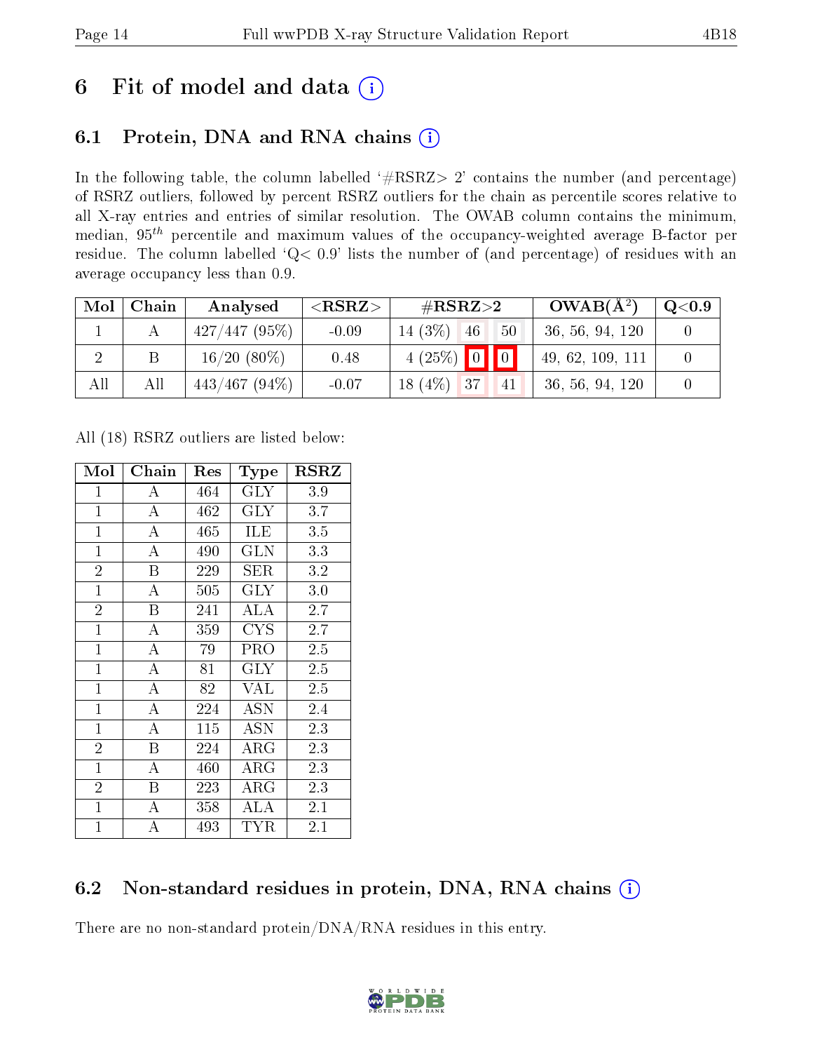# 6 Fit of model and data

## 6.1 Protein, DNA and RNA chains

In the following table, the column labelled '#RSRZ> 2' contains the number (and percentage) of RSRZ outliers, followed by percent RSRZ outliers for the chain as percentile scores relative to all X-ray entries and entries of similar resolution. The OWAB column contains the minimum, median, $95^{th}$ percentile and maximum values of the occupancy-weighted average B-factor per residue. The column labelled 'Q< 0.9' lists the number of (and percentage) of residues with an average occupancy less than 0.9.

| Mol | Chain | Analysed | <RSRZ> | #RSRZ>2 | | | OWAB(Å$^2$) | Q<0.9 |
|---|---|---|---|---|---|---|---|---|
| 1 | A | 427/447 (95%) | -0.09 | 14 (3%) | 46 | 50 | 36, 56, 94, 120 | 0 |
| 2 | B | 16/20 (80%) | 0.48 | 4 (25%) | 0 | 0 | 49, 62, 109, 111 | 0 |
| All | All | 443/467 (94%) | -0.07 | 18 (4%) | 37 | 41 | 36, 56, 94, 120 | 0 |

All (18) RSRZ outliers are listed below:

| Mol | Chain | Res | Type | RSRZ |
|---|---|---|---|---|
| 1 | A | 464 | GLY | 3.9 |
| 1 | A | 462 | GLY | 3.7 |
| 1 | A | 465 | ILE | 3.5 |
| 1 | A | 490 | GLN | 3.3 |
| 2 | B | 229 | SER | 3.2 |
| 1 | A | 505 | GLY | 3.0 |
| 2 | B | 241 | ALA | 2.7 |
| 1 | A | 359 | CYS | 2.7 |
| 1 | A | 79 | PRO | 2.5 |
| 1 | A | 81 | GLY | 2.5 |
| 1 | A | 82 | VAL | 2.5 |
| 1 | A | 224 | ASN | 2.4 |
| 1 | A | 115 | ASN | 2.3 |
| 2 | B | 224 | ARG | 2.3 |
| 1 | A | 460 | ARG | 2.3 |
| 2 | B | 223 | ARG | 2.3 |
| 1 | A | 358 | ALA | 2.1 |
| 1 | A | 493 | TYR | 2.1 |

## 6.2 Non-standard residues in protein, DNA, RNA chains

There are no non-standard protein/DNA/RNA residues in this entry.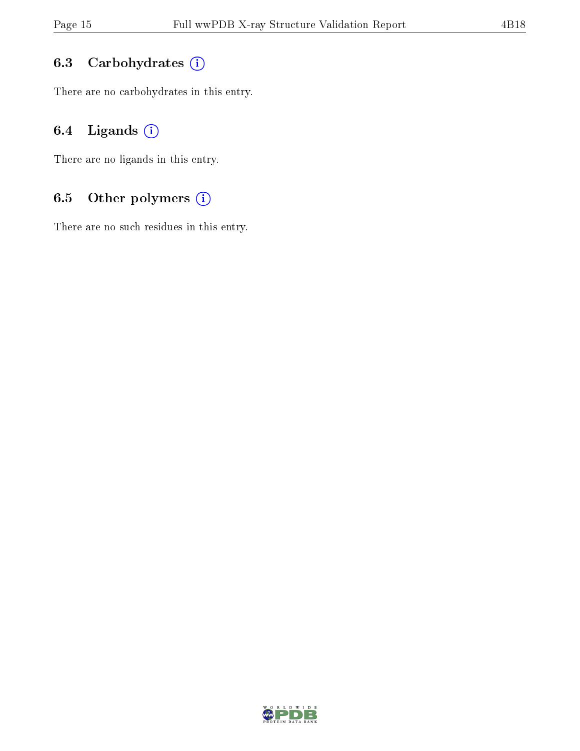### 6.3 Carbohydrates

There are no carbohydrates in this entry.

### 6.4 Ligands

There are no ligands in this entry.

### 6.5 Other polymers

There are no such residues in this entry.